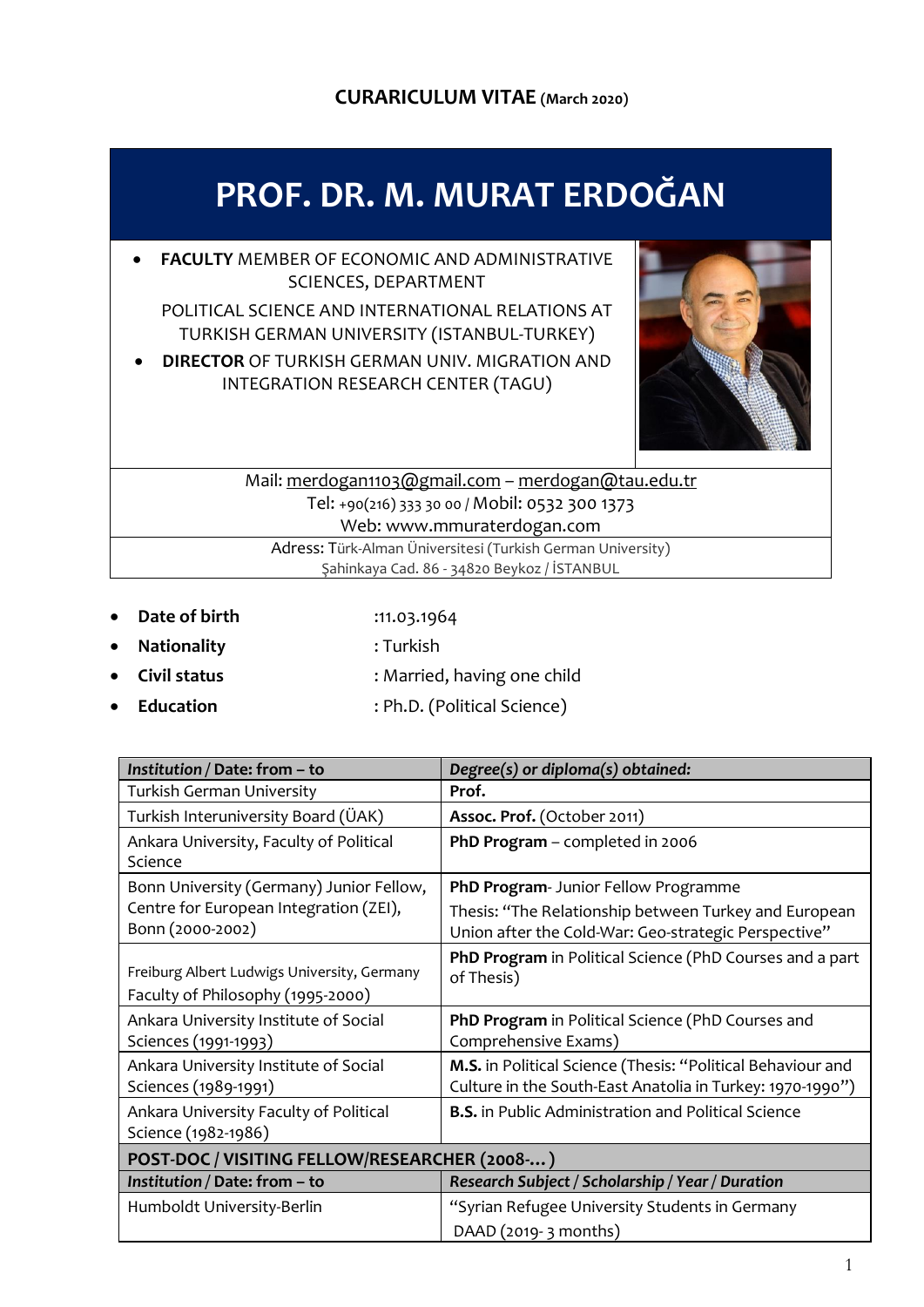**CURARICULUM VITAE (March 2020)**

# PROF. DR. M. MURAT ERDOĞAN

- **FACULTY** MEMBER OF ECONOMIC AND ADMINISTRATIVE SCIENCES, DEPARTMENT

  POLITICAL SCIENCE AND INTERNATIONAL RELATIONS AT TURKISH GERMAN UNIVERSITY (ISTANBUL-TURKEY)
- **DIRECTOR** OF TURKISH GERMAN UNIV. MIGRATION AND INTEGRATION RESEARCH CENTER (TAGU)

Mail: merdogan1103@gmail.com – merdogan@tau.edu.tr
Tel: +90(216) 333 30 00 / Mobil: 0532 300 1373
Web: www.mmuraterdogan.com

Adress: Türk-Alman Üniversitesi (Turkish German University)
Şahinkaya Cad. 86 - 34820 Beykoz / İSTANBUL

- **Date of birth** :11.03.1964
- **Nationality** : Turkish
- **Civil status** : Married, having one child
- **Education** : Ph.D. (Political Science)

| *Institution* / *Date: from – to* | *Degree(s) or diploma(s) obtained:* |
|---|---|
| Turkish German University | **Prof.** |
| Turkish Interuniversity Board (ÜAK) | **Assoc. Prof.** (October 2011) |
| Ankara University, Faculty of Political Science | **PhD Program** – completed in 2006 |
| Bonn University (Germany) Junior Fellow, Centre for European Integration (ZEI), Bonn (2000-2002) | **PhD Program**- Junior Fellow Programme<br>Thesis: "The Relationship between Turkey and European Union after the Cold-War: Geo-strategic Perspective" |
| Freiburg Albert Ludwigs University, Germany Faculty of Philosophy (1995-2000) | **PhD Program** in Political Science (PhD Courses and a part of Thesis) |
| Ankara University Institute of Social Sciences (1991-1993) | **PhD Program** in Political Science (PhD Courses and Comprehensive Exams) |
| Ankara University Institute of Social Sciences (1989-1991) | **M.S.** in Political Science (Thesis: "Political Behaviour and Culture in the South-East Anatolia in Turkey: 1970-1990") |
| Ankara University Faculty of Political Science (1982-1986) | **B.S.** in Public Administration and Political Science |
| **POST-DOC / VISITING FELLOW/RESEARCHER (2008-… )** | |
| *Institution* / *Date: from – to* | *Research Subject / Scholarship / Year / Duration* |
| Humboldt University-Berlin | "Syrian Refugee University Students in Germany<br>DAAD (2019- 3 months) |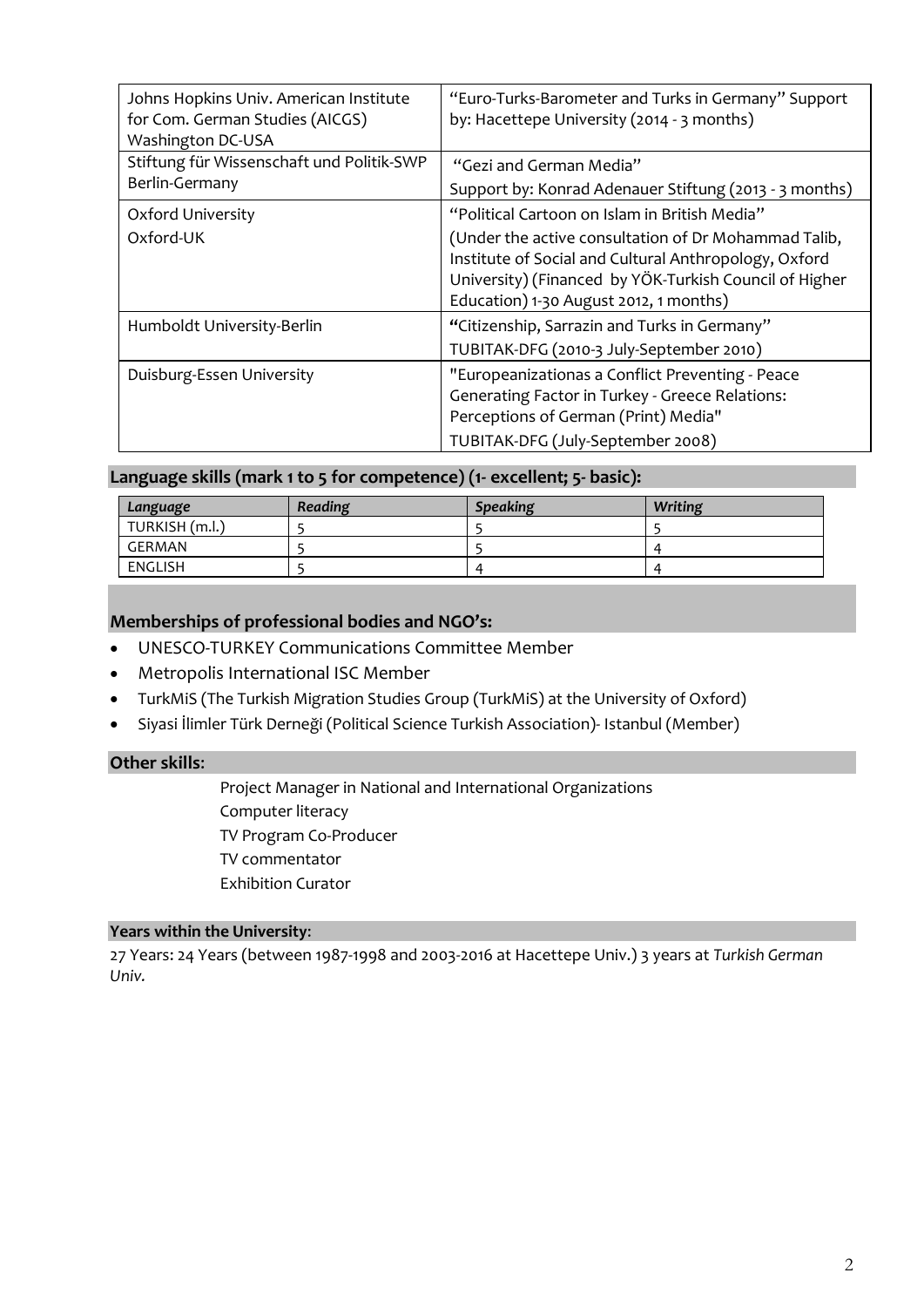| | |
|---|---|
| Johns Hopkins Univ. American Institute for Com. German Studies (AICGS) Washington DC-USA | "Euro-Turks-Barometer and Turks in Germany" Support by: Hacettepe University (2014 - 3 months) |
| Stiftung für Wissenschaft und Politik-SWP Berlin-Germany | "Gezi and German Media" Support by: Konrad Adenauer Stiftung (2013 - 3 months) |
| Oxford University Oxford-UK | "Political Cartoon on Islam in British Media" (Under the active consultation of Dr Mohammad Talib, Institute of Social and Cultural Anthropology, Oxford University) (Financed by YÖK-Turkish Council of Higher Education) 1-30 August 2012, 1 months) |
| Humboldt University-Berlin | "Citizenship, Sarrazin and Turks in Germany" TUBITAK-DFG (2010-3 July-September 2010) |
| Duisburg-Essen University | "Europeanizationas a Conflict Preventing - Peace Generating Factor in Turkey - Greece Relations: Perceptions of German (Print) Media" TUBITAK-DFG (July-September 2008) |

## Language skills (mark 1 to 5 for competence) (1- excellent; 5- basic):

| *Language* | *Reading* | *Speaking* | *Writing* |
|---|---|---|---|
| TURKISH (m.l.) | 5 | 5 | 5 |
| GERMAN | 5 | 5 | 4 |
| ENGLISH | 5 | 4 | 4 |

## Memberships of professional bodies and NGO's:

- UNESCO-TURKEY Communications Committee Member
- Metropolis International ISC Member
- TurkMiS (The Turkish Migration Studies Group (TurkMiS) at the University of Oxford)
- Siyasi İlimler Türk Derneği (Political Science Turkish Association)- Istanbul (Member)

## Other skills:

Project Manager in National and International Organizations
Computer literacy
TV Program Co-Producer
TV commentator
Exhibition Curator

## Years within the University:

27 Years: 24 Years (between 1987-1998 and 2003-2016 at Hacettepe Univ.) 3 years at *Turkish German Univ.*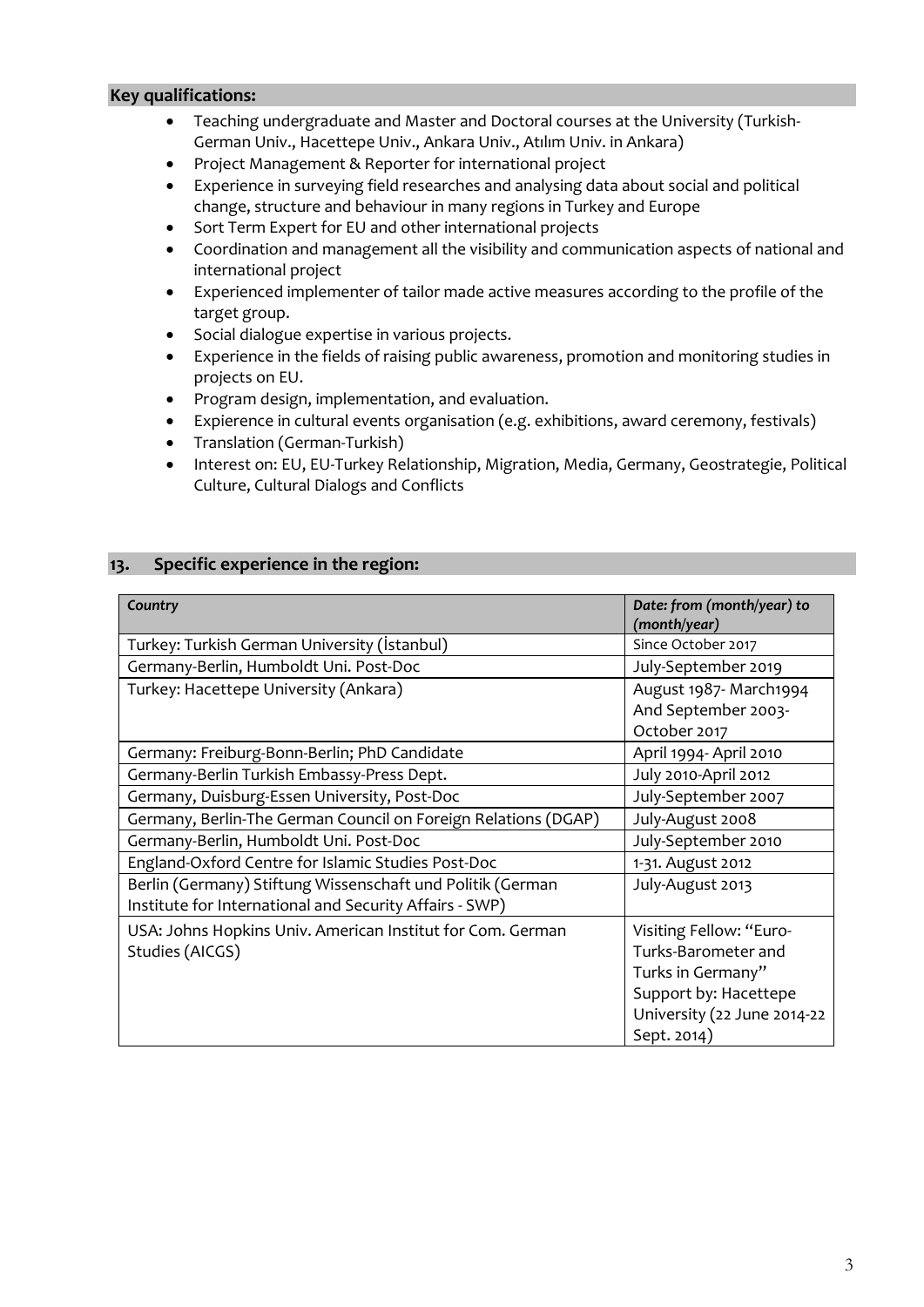**Key qualifications:**

- Teaching undergraduate and Master and Doctoral courses at the University (Turkish-German Univ., Hacettepe Univ., Ankara Univ., Atılım Univ. in Ankara)
- Project Management & Reporter for international project
- Experience in surveying field researches and analysing data about social and political change, structure and behaviour in many regions in Turkey and Europe
- Sort Term Expert for EU and other international projects
- Coordination and management all the visibility and communication aspects of national and international project
- Experienced implementer of tailor made active measures according to the profile of the target group.
- Social dialogue expertise in various projects.
- Experience in the fields of raising public awareness, promotion and monitoring studies in projects on EU.
- Program design, implementation, and evaluation.
- Expierence in cultural events organisation (e.g. exhibitions, award ceremony, festivals)
- Translation (German-Turkish)
- Interest on: EU, EU-Turkey Relationship, Migration, Media, Germany, Geostrategie, Political Culture, Cultural Dialogs and Conflicts

## 13. Specific experience in the region:

| *Country* | *Date: from (month/year) to (month/year)* |
|---|---|
| Turkey: Turkish German University (İstanbul) | Since October 2017 |
| Germany-Berlin, Humboldt Uni. Post-Doc | July-September 2019 |
| Turkey: Hacettepe University (Ankara) | August 1987- March1994 And September 2003-October 2017 |
| Germany: Freiburg-Bonn-Berlin; PhD Candidate | April 1994- April 2010 |
| Germany-Berlin Turkish Embassy-Press Dept. | July 2010-April 2012 |
| Germany, Duisburg-Essen University, Post-Doc | July-September 2007 |
| Germany, Berlin-The German Council on Foreign Relations (DGAP) | July-August 2008 |
| Germany-Berlin, Humboldt Uni. Post-Doc | July-September 2010 |
| England-Oxford Centre for Islamic Studies Post-Doc | 1-31. August 2012 |
| Berlin (Germany) Stiftung Wissenschaft und Politik (German Institute for International and Security Affairs - SWP) | July-August 2013 |
| USA: Johns Hopkins Univ. American Institut for Com. German Studies (AICGS) | Visiting Fellow: "Euro-Turks-Barometer and Turks in Germany" Support by: Hacettepe University (22 June 2014-22 Sept. 2014) |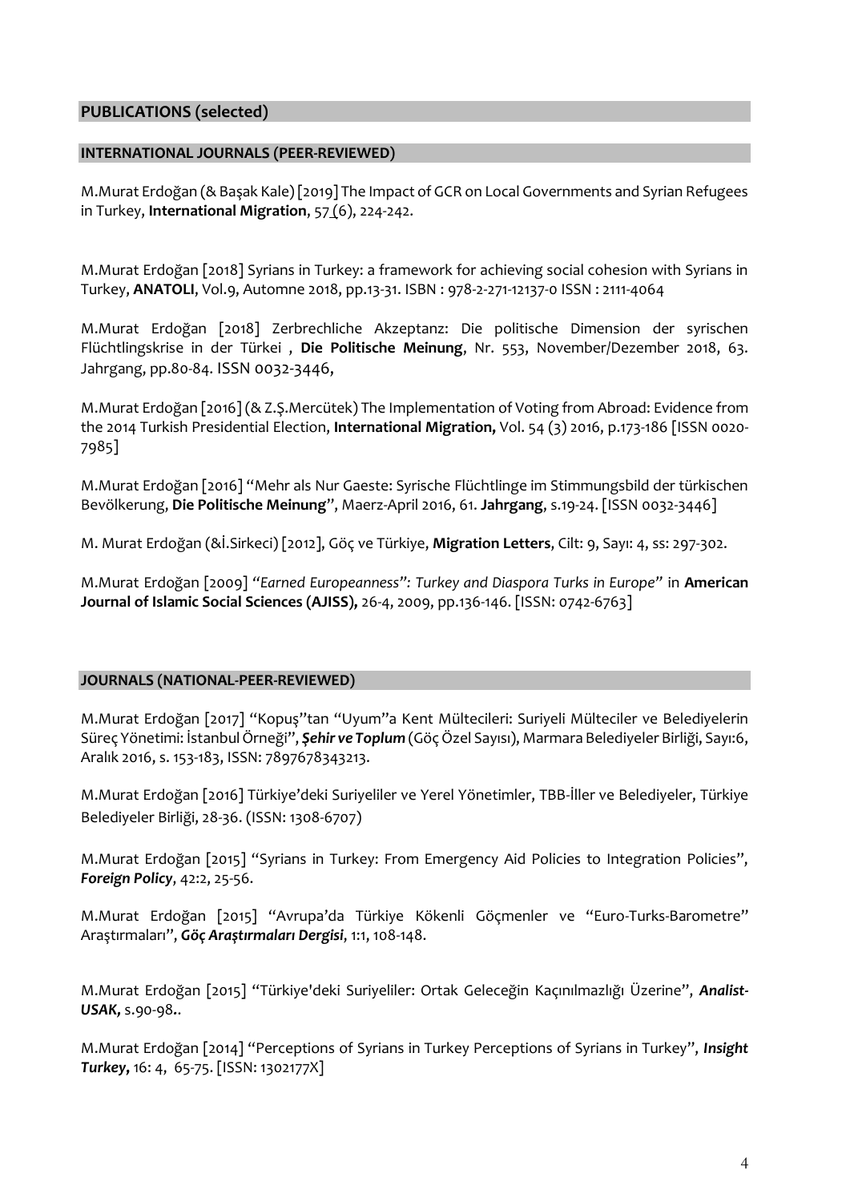## PUBLICATIONS (selected)

### INTERNATIONAL JOURNALS (PEER-REVIEWED)

M.Murat Erdoğan (& Başak Kale) [2019] The Impact of GCR on Local Governments and Syrian Refugees in Turkey, **International Migration**, 57 (6), 224-242.

M.Murat Erdoğan [2018] Syrians in Turkey: a framework for achieving social cohesion with Syrians in Turkey, **ANATOLI**, Vol.9, Automne 2018, pp.13-31. ISBN : 978-2-271-12137-0 ISSN : 2111-4064

M.Murat Erdoğan [2018] Zerbrechliche Akzeptanz: Die politische Dimension der syrischen Flüchtlingskrise in der Türkei , **Die Politische Meinung**, Nr. 553, November/Dezember 2018, 63. Jahrgang, pp.80-84. ISSN 0032-3446,

M.Murat Erdoğan [2016] (& Z.Ş.Mercütek) The Implementation of Voting from Abroad: Evidence from the 2014 Turkish Presidential Election, **International Migration,** Vol. 54 (3) 2016, p.173-186 [ISSN 0020-7985]

M.Murat Erdoğan [2016] "Mehr als Nur Gaeste: Syrische Flüchtlinge im Stimmungsbild der türkischen Bevölkerung, **Die Politische Meinung**", Maerz-April 2016, 61. **Jahrgang**, s.19-24. [ISSN 0032-3446]

M. Murat Erdoğan (&İ.Sirkeci) [2012], Göç ve Türkiye, **Migration Letters**, Cilt: 9, Sayı: 4, ss: 297-302.

M.Murat Erdoğan [2009] *"Earned Europeanness": Turkey and Diaspora Turks in Europe"* in **American Journal of Islamic Social Sciences (AJISS),** 26-4, 2009, pp.136-146. [ISSN: 0742-6763]

### JOURNALS (NATIONAL-PEER-REVIEWED)

M.Murat Erdoğan [2017] "Kopuş"tan "Uyum"a Kent Mültecileri: Suriyeli Mülteciler ve Belediyelerin Süreç Yönetimi: İstanbul Örneği", ***Şehir ve Toplum*** (Göç Özel Sayısı), Marmara Belediyeler Birliği, Sayı:6, Aralık 2016, s. 153-183, ISSN: 7897678343213.

M.Murat Erdoğan [2016] Türkiye'deki Suriyeliler ve Yerel Yönetimler, TBB-İller ve Belediyeler, Türkiye Belediyeler Birliği, 28-36. (ISSN: 1308-6707)

M.Murat Erdoğan [2015] "Syrians in Turkey: From Emergency Aid Policies to Integration Policies", ***Foreign Policy***, 42:2, 25-56.

M.Murat Erdoğan [2015] "Avrupa'da Türkiye Kökenli Göçmenler ve "Euro-Turks-Barometre" Araştırmaları", ***Göç Araştırmaları Dergisi***, 1:1, 108-148.

M.Murat Erdoğan [2015] "Türkiye'deki Suriyeliler: Ortak Geleceğin Kaçınılmazlığı Üzerine", ***Analist-USAK,*** s.90-98**.**

M.Murat Erdoğan [2014] "Perceptions of Syrians in Turkey Perceptions of Syrians in Turkey", ***Insight Turkey,*** 16: 4, 65-75. [ISSN: 1302177X]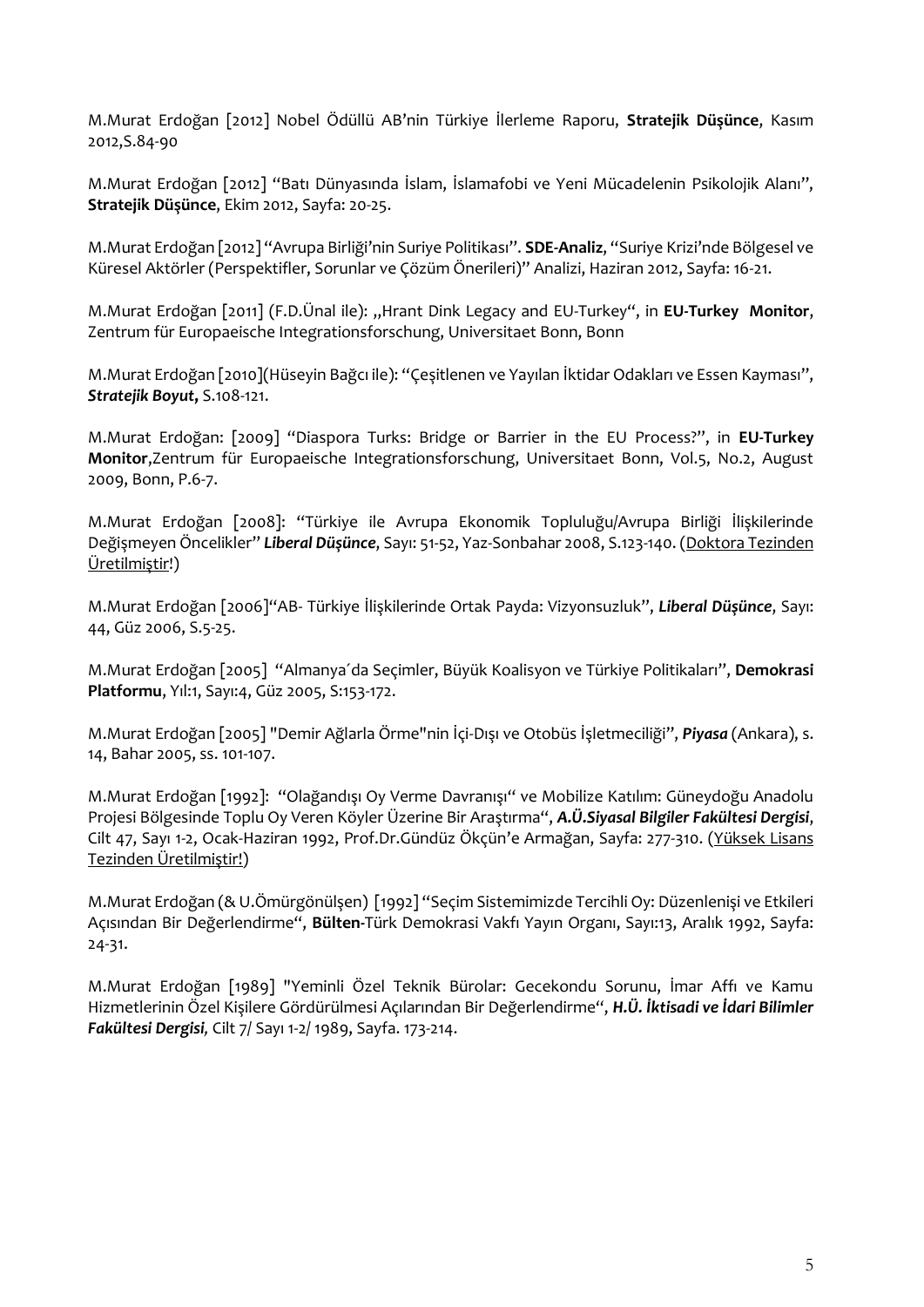M.Murat Erdoğan [2012] Nobel Ödüllü AB'nin Türkiye İlerleme Raporu, **Stratejik Düşünce**, Kasım 2012,S.84-90

M.Murat Erdoğan [2012] "Batı Dünyasında İslam, İslamafobi ve Yeni Mücadelenin Psikolojik Alanı", **Stratejik Düşünce**, Ekim 2012, Sayfa: 20-25.

M.Murat Erdoğan [2012] "Avrupa Birliği'nin Suriye Politikası". **SDE-Analiz**, "Suriye Krizi'nde Bölgesel ve Küresel Aktörler (Perspektifler, Sorunlar ve Çözüm Önerileri)" Analizi, Haziran 2012, Sayfa: 16-21.

M.Murat Erdoğan [2011] (F.D.Ünal ile): „Hrant Dink Legacy and EU-Turkey", in **EU-Turkey Monitor**, Zentrum für Europaeische Integrationsforschung, Universitaet Bonn, Bonn

M.Murat Erdoğan [2010](Hüseyin Bağcı ile): "Çeşitlenen ve Yayılan İktidar Odakları ve Essen Kayması", ***Stratejik Boyut***, S.108-121.

M.Murat Erdoğan: [2009] "Diaspora Turks: Bridge or Barrier in the EU Process?", in **EU-Turkey Monitor**,Zentrum für Europaeische Integrationsforschung, Universitaet Bonn, Vol.5, No.2, August 2009, Bonn, P.6-7.

M.Murat Erdoğan [2008]: "Türkiye ile Avrupa Ekonomik Topluluğu/Avrupa Birliği İlişkilerinde Değişmeyen Öncelikler" ***Liberal Düşünce***, Sayı: 51-52, Yaz-Sonbahar 2008, S.123-140. (<u>Doktora Tezinden Üretilmiştir!</u>)

M.Murat Erdoğan [2006]"AB- Türkiye İlişkilerinde Ortak Payda: Vizyonsuzluk", ***Liberal Düşünce***, Sayı: 44, Güz 2006, S.5-25.

M.Murat Erdoğan [2005] "Almanya´da Seçimler, Büyük Koalisyon ve Türkiye Politikaları", **Demokrasi Platformu**, Yıl:1, Sayı:4, Güz 2005, S:153-172.

M.Murat Erdoğan [2005] "Demir Ağlarla Örme"nin İçi-Dışı ve Otobüs İşletmeciliği", ***Piyasa*** (Ankara), s. 14, Bahar 2005, ss. 101-107.

M.Murat Erdoğan [1992]: "Olağandışı Oy Verme Davranışı" ve Mobilize Katılım: Güneydoğu Anadolu Projesi Bölgesinde Toplu Oy Veren Köyler Üzerine Bir Araştırma", ***A.Ü.Siyasal Bilgiler Fakültesi Dergisi***, Cilt 47, Sayı 1-2, Ocak-Haziran 1992, Prof.Dr.Gündüz Ökçün'e Armağan, Sayfa: 277-310. (<u>Yüksek Lisans Tezinden Üretilmiştir!</u>)

M.Murat Erdoğan (& U.Ömürgönülşen) [1992] "Seçim Sistemimizde Tercihli Oy: Düzenlenişi ve Etkileri Açısından Bir Değerlendirme", **Bülten**-Türk Demokrasi Vakfı Yayın Organı, Sayı:13, Aralık 1992, Sayfa: 24-31.

M.Murat Erdoğan [1989] "Yeminli Özel Teknik Bürolar: Gecekondu Sorunu, İmar Affı ve Kamu Hizmetlerinin Özel Kişilere Gördürülmesi Açılarından Bir Değerlendirme", ***H.Ü. İktisadi ve İdari Bilimler Fakültesi Dergisi***, Cilt 7/ Sayı 1-2/ 1989, Sayfa. 173-214.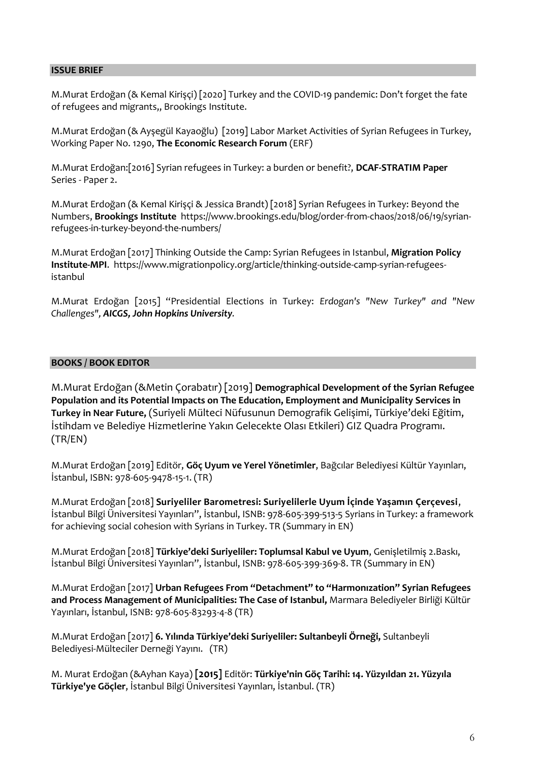## ISSUE BRIEF

M.Murat Erdoğan (& Kemal Kirişçi) [2020] Turkey and the COVID-19 pandemic: Don't forget the fate of refugees and migrants,, Brookings Institute.

M.Murat Erdoğan (& Ayşegül Kayaoğlu) [2019] Labor Market Activities of Syrian Refugees in Turkey, Working Paper No. 1290, **The Economic Research Forum** (ERF)

M.Murat Erdoğan:[2016] Syrian refugees in Turkey: a burden or benefit?, **DCAF-STRATIM Paper** Series - Paper 2.

M.Murat Erdoğan (& Kemal Kirişçi & Jessica Brandt) [2018] Syrian Refugees in Turkey: Beyond the Numbers, **Brookings Institute** https://www.brookings.edu/blog/order-from-chaos/2018/06/19/syrian-refugees-in-turkey-beyond-the-numbers/

M.Murat Erdoğan [2017] Thinking Outside the Camp: Syrian Refugees in Istanbul, **Migration Policy Institute-MPI**. https://www.migrationpolicy.org/article/thinking-outside-camp-syrian-refugees-istanbul

M.Murat Erdoğan [2015] "Presidential Elections in Turkey: *Erdogan's "New Turkey" and "New Challenges", **AICGS, John Hopkins University**.*

## BOOKS / BOOK EDITOR

M.Murat Erdoğan (&Metin Çorabatır) [2019] **Demographical Development of the Syrian Refugee Population and its Potential Impacts on The Education, Employment and Municipality Services in Turkey in Near Future,** (Suriyeli Mülteci Nüfusunun Demografik Gelişimi, Türkiye'deki Eğitim, İstihdam ve Belediye Hizmetlerine Yakın Gelecekte Olası Etkileri) GIZ Quadra Programı. (TR/EN)

M.Murat Erdoğan [2019] Editör, **Göç Uyum ve Yerel Yönetimler**, Bağcılar Belediyesi Kültür Yayınları, İstanbul, ISBN: 978-605-9478-15-1. (TR)

M.Murat Erdoğan [2018] **Suriyeliler Barometresi: Suriyelilerle Uyum İçinde Yaşamın Çerçevesi**, İstanbul Bilgi Üniversitesi Yayınları", İstanbul, ISNB: 978-605-399-513-5 Syrians in Turkey: a framework for achieving social cohesion with Syrians in Turkey. TR (Summary in EN)

M.Murat Erdoğan [2018] **Türkiye'deki Suriyeliler: Toplumsal Kabul ve Uyum**, Genişletilmiş 2.Baskı, İstanbul Bilgi Üniversitesi Yayınları", İstanbul, ISNB: 978-605-399-369-8. TR (Summary in EN)

M.Murat Erdoğan [2017] **Urban Refugees From "Detachment" to "Harmonızation" Syrian Refugees and Process Management of Municipalities: The Case of Istanbul,** Marmara Belediyeler Birliği Kültür Yayınları, İstanbul, ISNB: 978-605-83293-4-8 (TR)

M.Murat Erdoğan [2017] **6. Yılında Türkiye'deki Suriyeliler: Sultanbeyli Örneği,** Sultanbeyli Belediyesi-Mülteciler Derneği Yayını. (TR)

M. Murat Erdoğan (&Ayhan Kaya) **[2015]** Editör: **Türkiye'nin Göç Tarihi: 14. Yüzyıldan 21. Yüzyıla Türkiye'ye Göçler**, İstanbul Bilgi Üniversitesi Yayınları, İstanbul. (TR)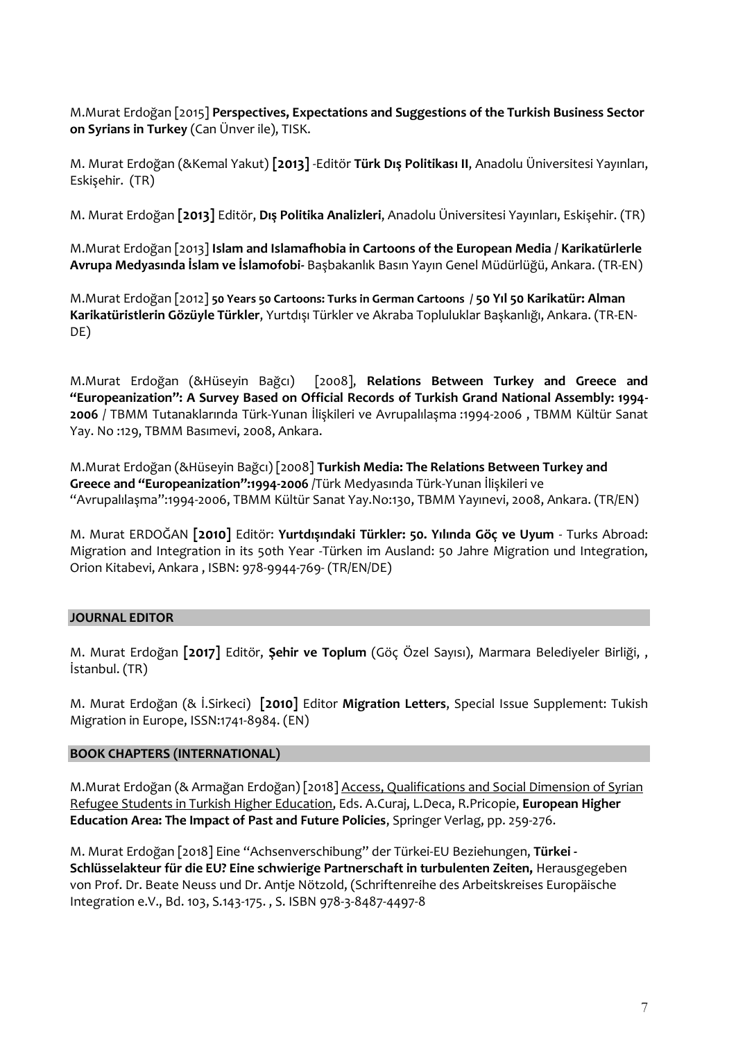M.Murat Erdoğan [2015] **Perspectives, Expectations and Suggestions of the Turkish Business Sector on Syrians in Turkey** (Can Ünver ile), TISK.

M. Murat Erdoğan (&Kemal Yakut) **[2013]** -Editör **Türk Dış Politikası II**, Anadolu Üniversitesi Yayınları, Eskişehir. (TR)

M. Murat Erdoğan **[2013]** Editör, **Dış Politika Analizleri**, Anadolu Üniversitesi Yayınları, Eskişehir. (TR)

M.Murat Erdoğan [2013] **Islam and Islamafhobia in Cartoons of the European Media / Karikatürlerle Avrupa Medyasında İslam ve İslamofobi-** Başbakanlık Basın Yayın Genel Müdürlüğü, Ankara. (TR-EN)

M.Murat Erdoğan [2012] **50 Years 50 Cartoons: Turks in German Cartoons / 50 Yıl 50 Karikatür: Alman Karikatüristlerin Gözüyle Türkler**, Yurtdışı Türkler ve Akraba Topluluklar Başkanlığı, Ankara. (TR-EN-DE)

M.Murat Erdoğan (&Hüseyin Bağcı) [2008], **Relations Between Turkey and Greece and "Europeanization": A Survey Based on Official Records of Turkish Grand National Assembly: 1994-2006** / TBMM Tutanaklarında Türk-Yunan İlişkileri ve Avrupalılaşma :1994-2006 , TBMM Kültür Sanat Yay. No :129, TBMM Basımevi, 2008, Ankara.

M.Murat Erdoğan (&Hüseyin Bağcı) [2008] **Turkish Media: The Relations Between Turkey and Greece and "Europeanization":1994-2006** /Türk Medyasında Türk-Yunan İlişkileri ve "Avrupalılaşma":1994-2006, TBMM Kültür Sanat Yay.No:130, TBMM Yayınevi, 2008, Ankara. (TR/EN)

M. Murat ERDOĞAN **[2010]** Editör: **Yurtdışındaki Türkler: 50. Yılında Göç ve Uyum** - Turks Abroad: Migration and Integration in its 50th Year -Türken im Ausland: 50 Jahre Migration und Integration, Orion Kitabevi, Ankara , ISBN: 978-9944-769- (TR/EN/DE)

## JOURNAL EDITOR

M. Murat Erdoğan **[2017]** Editör, **Şehir ve Toplum** (Göç Özel Sayısı), Marmara Belediyeler Birliği, , İstanbul. (TR)

M. Murat Erdoğan (& İ.Sirkeci) **[2010]** Editor **Migration Letters**, Special Issue Supplement: Tukish Migration in Europe, ISSN:1741-8984. (EN)

## BOOK CHAPTERS (INTERNATIONAL)

M.Murat Erdoğan (& Armağan Erdoğan) [2018] Access, Qualifications and Social Dimension of Syrian Refugee Students in Turkish Higher Education, Eds. A.Curaj, L.Deca, R.Pricopie, **European Higher Education Area: The Impact of Past and Future Policies**, Springer Verlag, pp. 259-276.

M. Murat Erdoğan [2018] Eine "Achsenverschibung" der Türkei-EU Beziehungen, **Türkei - Schlüsselakteur für die EU? Eine schwierige Partnerschaft in turbulenten Zeiten,** Herausgegeben von Prof. Dr. Beate Neuss und Dr. Antje Nötzold, (Schriftenreihe des Arbeitskreises Europäische Integration e.V., Bd. 103, S.143-175. , S. ISBN 978-3-8487-4497-8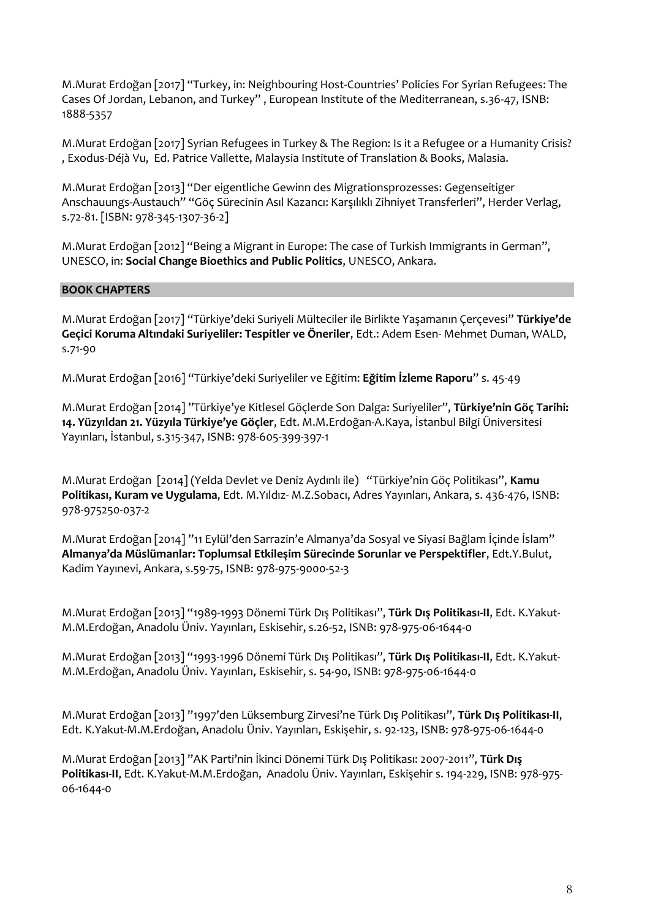M.Murat Erdoğan [2017] "Turkey, in: Neighbouring Host-Countries' Policies For Syrian Refugees: The Cases Of Jordan, Lebanon, and Turkey" , European Institute of the Mediterranean, s.36-47, ISNB: 1888-5357

M.Murat Erdoğan [2017] Syrian Refugees in Turkey & The Region: Is it a Refugee or a Humanity Crisis? , Exodus-Déjà Vu, Ed. Patrice Vallette, Malaysia Institute of Translation & Books, Malasia.

M.Murat Erdoğan [2013] "Der eigentliche Gewinn des Migrationsprozesses: Gegenseitiger Anschauungs-Austauch" "Göç Sürecinin Asıl Kazancı: Karşılıklı Zihniyet Transferleri", Herder Verlag, s.72-81. [ISBN: 978-345-1307-36-2]

M.Murat Erdoğan [2012] "Being a Migrant in Europe: The case of Turkish Immigrants in German", UNESCO, in: **Social Change Bioethics and Public Politics**, UNESCO, Ankara.

## BOOK CHAPTERS

M.Murat Erdoğan [2017] "Türkiye'deki Suriyeli Mülteciler ile Birlikte Yaşamanın Çerçevesi" **Türkiye'de Geçici Koruma Altındaki Suriyeliler: Tespitler ve Öneriler**, Edt.: Adem Esen- Mehmet Duman, WALD, s.71-90

M.Murat Erdoğan [2016] "Türkiye'deki Suriyeliler ve Eğitim: **Eğitim İzleme Raporu**" s. 45-49

M.Murat Erdoğan [2014] "Türkiye'ye Kitlesel Göçlerde Son Dalga: Suriyeliler", **Türkiye'nin Göç Tarihi: 14. Yüzyıldan 21. Yüzyıla Türkiye'ye Göçler**, Edt. M.M.Erdoğan-A.Kaya, İstanbul Bilgi Üniversitesi Yayınları, İstanbul, s.315-347, ISNB: 978-605-399-397-1

M.Murat Erdoğan [2014] (Yelda Devlet ve Deniz Aydınlı ile) "Türkiye'nin Göç Politikası", **Kamu Politikası, Kuram ve Uygulama**, Edt. M.Yıldız- M.Z.Sobacı, Adres Yayınları, Ankara, s. 436-476, ISNB: 978-975250-037-2

M.Murat Erdoğan [2014] "11 Eylül'den Sarrazin'e Almanya'da Sosyal ve Siyasi Bağlam İçinde İslam" **Almanya'da Müslümanlar: Toplumsal Etkileşim Sürecinde Sorunlar ve Perspektifler**, Edt.Y.Bulut, Kadim Yayınevi, Ankara, s.59-75, ISNB: 978-975-9000-52-3

M.Murat Erdoğan [2013] "1989-1993 Dönemi Türk Dış Politikası", **Türk Dış Politikası-II**, Edt. K.Yakut-M.M.Erdoğan, Anadolu Üniv. Yayınları, Eskisehir, s.26-52, ISNB: 978-975-06-1644-0

M.Murat Erdoğan [2013] "1993-1996 Dönemi Türk Dış Politikası", **Türk Dış Politikası-II**, Edt. K.Yakut-M.M.Erdoğan, Anadolu Üniv. Yayınları, Eskisehir, s. 54-90, ISNB: 978-975-06-1644-0

M.Murat Erdoğan [2013] "1997'den Lüksemburg Zirvesi'ne Türk Dış Politikası", **Türk Dış Politikası-II**, Edt. K.Yakut-M.M.Erdoğan, Anadolu Üniv. Yayınları, Eskişehir, s. 92-123, ISNB: 978-975-06-1644-0

M.Murat Erdoğan [2013] "AK Parti'nin İkinci Dönemi Türk Dış Politikası: 2007-2011", **Türk Dış Politikası-II**, Edt. K.Yakut-M.M.Erdoğan, Anadolu Üniv. Yayınları, Eskişehir s. 194-229, ISNB: 978-975-06-1644-0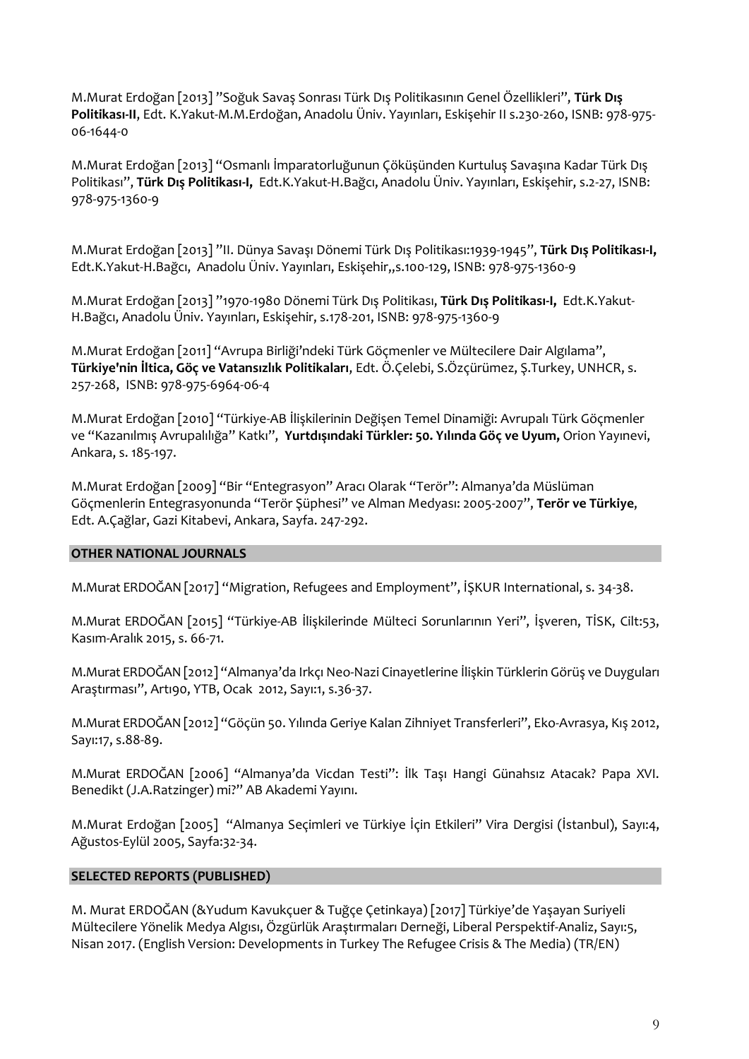M.Murat Erdoğan [2013] "Soğuk Savaş Sonrası Türk Dış Politikasının Genel Özellikleri", **Türk Dış Politikası-II**, Edt. K.Yakut-M.M.Erdoğan, Anadolu Üniv. Yayınları, Eskişehir II s.230-260, ISNB: 978-975-06-1644-0

M.Murat Erdoğan [2013] "Osmanlı İmparatorluğunun Çöküşünden Kurtuluş Savaşına Kadar Türk Dış Politikası", **Türk Dış Politikası-I,** Edt.K.Yakut-H.Bağcı, Anadolu Üniv. Yayınları, Eskişehir, s.2-27, ISNB: 978-975-1360-9

M.Murat Erdoğan [2013] "II. Dünya Savaşı Dönemi Türk Dış Politikası:1939-1945", **Türk Dış Politikası-I,** Edt.K.Yakut-H.Bağcı, Anadolu Üniv. Yayınları, Eskişehir,,s.100-129, ISNB: 978-975-1360-9

M.Murat Erdoğan [2013] "1970-1980 Dönemi Türk Dış Politikası, **Türk Dış Politikası-I,** Edt.K.Yakut-H.Bağcı, Anadolu Üniv. Yayınları, Eskişehir, s.178-201, ISNB: 978-975-1360-9

M.Murat Erdoğan [2011] "Avrupa Birliği'ndeki Türk Göçmenler ve Mültecilere Dair Algılama", **Türkiye'nin İltica, Göç ve Vatansızlık Politikaları**, Edt. Ö.Çelebi, S.Özçürümez, Ş.Turkey, UNHCR, s. 257-268, ISNB: 978-975-6964-06-4

M.Murat Erdoğan [2010] "Türkiye-AB İlişkilerinin Değişen Temel Dinamiği: Avrupalı Türk Göçmenler ve "Kazanılmış Avrupalılığa" Katkı", **Yurtdışındaki Türkler: 50. Yılında Göç ve Uyum,** Orion Yayınevi, Ankara, s. 185-197.

M.Murat Erdoğan [2009] "Bir "Entegrasyon" Aracı Olarak "Terör": Almanya'da Müslüman Göçmenlerin Entegrasyonunda "Terör Şüphesi" ve Alman Medyası: 2005-2007", **Terör ve Türkiye**, Edt. A.Çağlar, Gazi Kitabevi, Ankara, Sayfa. 247-292.

## OTHER NATIONAL JOURNALS

M.Murat ERDOĞAN [2017] "Migration, Refugees and Employment", İŞKUR International, s. 34-38.

M.Murat ERDOĞAN [2015] "Türkiye-AB İlişkilerinde Mülteci Sorunlarının Yeri", İşveren, TİSK, Cilt:53, Kasım-Aralık 2015, s. 66-71.

M.Murat ERDOĞAN [2012] "Almanya'da Irkçı Neo-Nazi Cinayetlerine İlişkin Türklerin Görüş ve Duyguları Araştırması", Artı90, YTB, Ocak 2012, Sayı:1, s.36-37.

M.Murat ERDOĞAN [2012] "Göçün 50. Yılında Geriye Kalan Zihniyet Transferleri", Eko-Avrasya, Kış 2012, Sayı:17, s.88-89.

M.Murat ERDOĞAN [2006] "Almanya'da Vicdan Testi": İlk Taşı Hangi Günahsız Atacak? Papa XVI. Benedikt (J.A.Ratzinger) mi?" AB Akademi Yayını.

M.Murat Erdoğan [2005] "Almanya Seçimleri ve Türkiye İçin Etkileri" Vira Dergisi (İstanbul), Sayı:4, Ağustos-Eylül 2005, Sayfa:32-34.

## SELECTED REPORTS (PUBLISHED)

M. Murat ERDOĞAN (&Yudum Kavukçuer & Tuğçe Çetinkaya) [2017] Türkiye'de Yaşayan Suriyeli Mültecilere Yönelik Medya Algısı, Özgürlük Araştırmaları Derneği, Liberal Perspektif-Analiz, Sayı:5, Nisan 2017. (English Version: Developments in Turkey The Refugee Crisis & The Media) (TR/EN)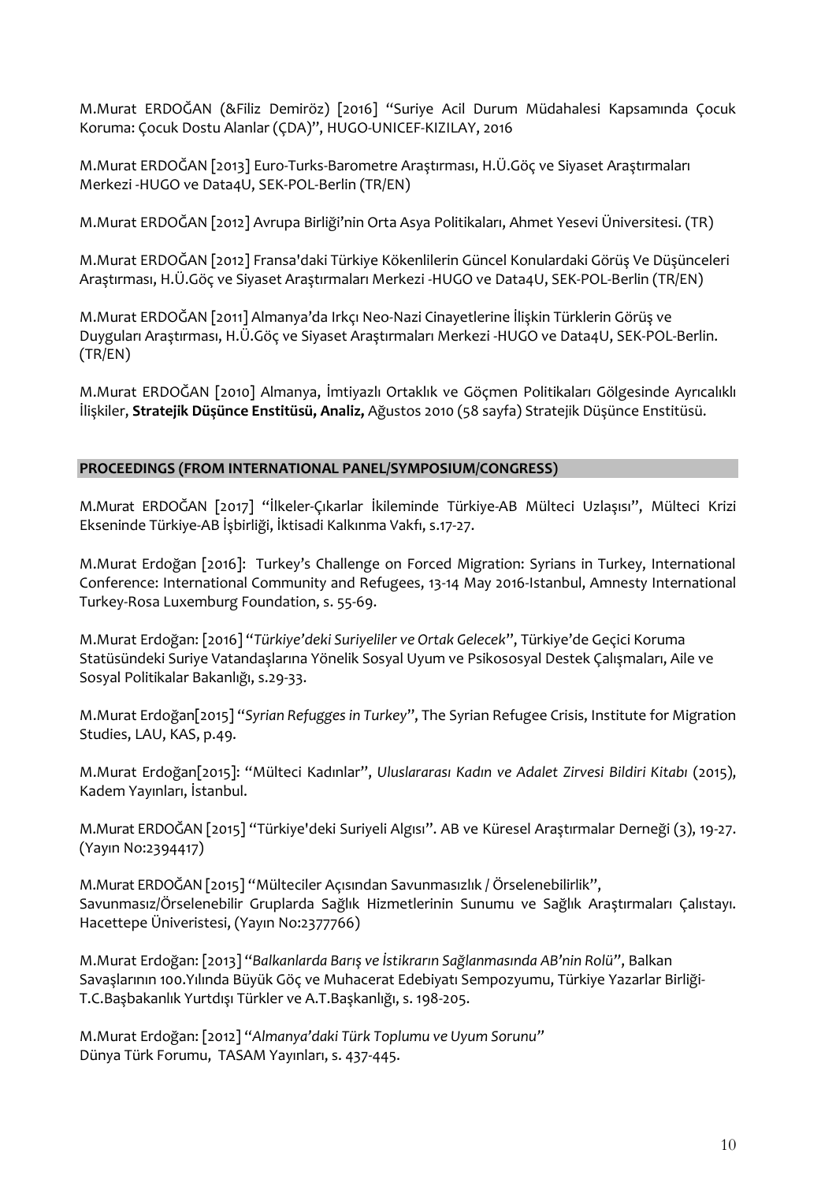M.Murat ERDOĞAN (&Filiz Demiröz) [2016] "Suriye Acil Durum Müdahalesi Kapsamında Çocuk Koruma: Çocuk Dostu Alanlar (ÇDA)", HUGO-UNICEF-KIZILAY, 2016

M.Murat ERDOĞAN [2013] Euro-Turks-Barometre Araştırması, H.Ü.Göç ve Siyaset Araştırmaları Merkezi -HUGO ve Data4U, SEK-POL-Berlin (TR/EN)

M.Murat ERDOĞAN [2012] Avrupa Birliği'nin Orta Asya Politikaları, Ahmet Yesevi Üniversitesi. (TR)

M.Murat ERDOĞAN [2012] Fransa'daki Türkiye Kökenlilerin Güncel Konulardaki Görüş Ve Düşünceleri Araştırması, H.Ü.Göç ve Siyaset Araştırmaları Merkezi -HUGO ve Data4U, SEK-POL-Berlin (TR/EN)

M.Murat ERDOĞAN [2011] Almanya'da Irkçı Neo-Nazi Cinayetlerine İlişkin Türklerin Görüş ve Duyguları Araştırması, H.Ü.Göç ve Siyaset Araştırmaları Merkezi -HUGO ve Data4U, SEK-POL-Berlin. (TR/EN)

M.Murat ERDOĞAN [2010] Almanya, İmtiyazlı Ortaklık ve Göçmen Politikaları Gölgesinde Ayrıcalıklı İlişkiler, **Stratejik Düşünce Enstitüsü, Analiz,** Ağustos 2010 (58 sayfa) Stratejik Düşünce Enstitüsü.

## PROCEEDINGS (FROM INTERNATIONAL PANEL/SYMPOSIUM/CONGRESS)

M.Murat ERDOĞAN [2017] "İlkeler-Çıkarlar İkileminde Türkiye-AB Mülteci Uzlaşısı", Mülteci Krizi Ekseninde Türkiye-AB İşbirliği, İktisadi Kalkınma Vakfı, s.17-27.

M.Murat Erdoğan [2016]: Turkey's Challenge on Forced Migration: Syrians in Turkey, International Conference: International Community and Refugees, 13-14 May 2016-Istanbul, Amnesty International Turkey-Rosa Luxemburg Foundation, s. 55-69.

M.Murat Erdoğan: [2016] "*Türkiye'deki Suriyeliler ve Ortak Gelecek*", Türkiye'de Geçici Koruma Statüsündeki Suriye Vatandaşlarına Yönelik Sosyal Uyum ve Psikososyal Destek Çalışmaları, Aile ve Sosyal Politikalar Bakanlığı, s.29-33.

M.Murat Erdoğan[2015] "*Syrian Refugges in Turkey*", The Syrian Refugee Crisis, Institute for Migration Studies, LAU, KAS, p.49.

M.Murat Erdoğan[2015]: "Mülteci Kadınlar", *Uluslararası Kadın ve Adalet Zirvesi Bildiri Kitabı* (2015), Kadem Yayınları, İstanbul.

M.Murat ERDOĞAN [2015] "Türkiye'deki Suriyeli Algısı". AB ve Küresel Araştırmalar Derneği (3), 19-27. (Yayın No:2394417)

M.Murat ERDOĞAN [2015] "Mülteciler Açısından Savunmasızlık / Örselenebilirlik", Savunmasız/Örselenebilir Gruplarda Sağlık Hizmetlerinin Sunumu ve Sağlık Araştırmaları Çalıstayı. Hacettepe Üniveristesi, (Yayın No:2377766)

M.Murat Erdoğan: [2013] "*Balkanlarda Barış ve İstikrarın Sağlanmasında AB'nin Rolü*", Balkan Savaşlarının 100.Yılında Büyük Göç ve Muhacerat Edebiyatı Sempozyumu, Türkiye Yazarlar Birliği-T.C.Başbakanlık Yurtdışı Türkler ve A.T.Başkanlığı, s. 198-205.

M.Murat Erdoğan: [2012] "*Almanya'daki Türk Toplumu ve Uyum Sorunu*" Dünya Türk Forumu, TASAM Yayınları, s. 437-445.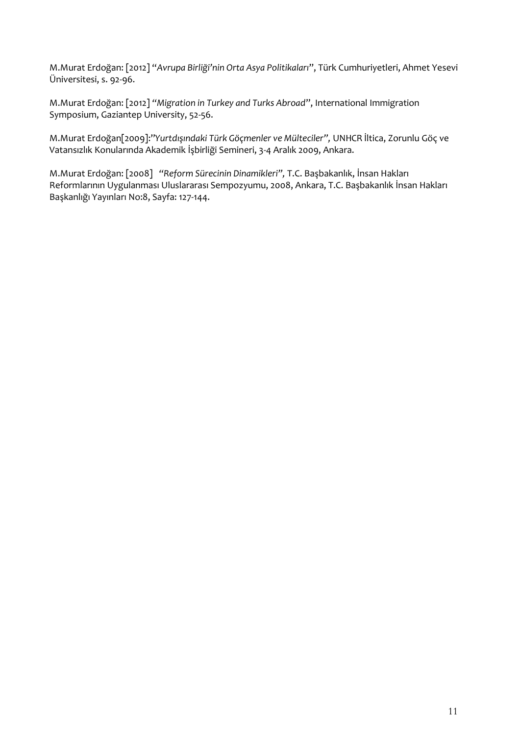M.Murat Erdoğan: [2012] "*Avrupa Birliği'nin Orta Asya Politikaları*", Türk Cumhuriyetleri, Ahmet Yesevi Üniversitesi, s. 92-96.

M.Murat Erdoğan: [2012] "*Migration in Turkey and Turks Abroad*", International Immigration Symposium, Gaziantep University, 52-56.

M.Murat Erdoğan[2009]:"*Yurtdışındaki Türk Göçmenler ve Mülteciler*", UNHCR İltica, Zorunlu Göç ve Vatansızlık Konularında Akademik İşbirliği Semineri, 3-4 Aralık 2009, Ankara.

M.Murat Erdoğan: [2008] "*Reform Sürecinin Dinamikleri*", T.C. Başbakanlık, İnsan Hakları Reformlarının Uygulanması Uluslararası Sempozyumu, 2008, Ankara, T.C. Başbakanlık İnsan Hakları Başkanlığı Yayınları No:8, Sayfa: 127-144.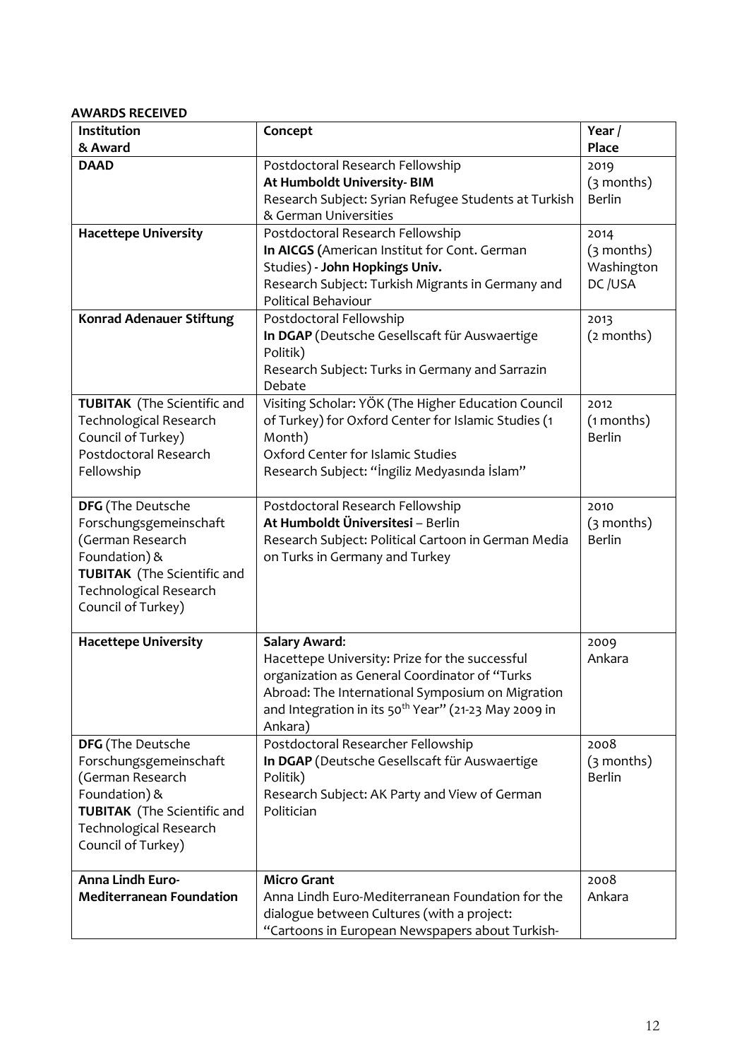**AWARDS RECEIVED**

| Institution & Award | Concept | Year / Place |
|---|---|---|
| **DAAD** | Postdoctoral Research Fellowship<br>**At Humboldt University- BIM**<br>Research Subject: Syrian Refugee Students at Turkish & German Universities | 2019<br>(3 months)<br>Berlin |
| **Hacettepe University** | Postdoctoral Research Fellowship<br>**In AICGS (**American Institut for Cont. German Studies) **- John Hopkings Univ.**<br>Research Subject: Turkish Migrants in Germany and Political Behaviour | 2014<br>(3 months)<br>Washington DC /USA |
| **Konrad Adenauer Stiftung** | Postdoctoral Fellowship<br>**In DGAP** (Deutsche Gesellscaft für Auswaertige Politik)<br>Research Subject: Turks in Germany and Sarrazin Debate | 2013<br>(2 months) |
| **TUBITAK** (The Scientific and Technological Research Council of Turkey) Postdoctoral Research Fellowship | Visiting Scholar: YÖK (The Higher Education Council of Turkey) for Oxford Center for Islamic Studies (1 Month)<br>Oxford Center for Islamic Studies<br>Research Subject: "İngiliz Medyasında İslam" | 2012<br>(1 months)<br>Berlin |
| **DFG** (The Deutsche Forschungsgemeinschaft (German Research Foundation) & **TUBITAK** (The Scientific and Technological Research Council of Turkey) | Postdoctoral Research Fellowship<br>**At Humboldt Üniversitesi** – Berlin<br>Research Subject: Political Cartoon in German Media on Turks in Germany and Turkey | 2010<br>(3 months)<br>Berlin |
| **Hacettepe University** | **Salary Award**:<br>Hacettepe University: Prize for the successful organization as General Coordinator of "Turks Abroad: The International Symposium on Migration and Integration in its 50th Year" (21-23 May 2009 in Ankara) | 2009<br>Ankara |
| **DFG** (The Deutsche Forschungsgemeinschaft (German Research Foundation) & **TUBITAK** (The Scientific and Technological Research Council of Turkey) | Postdoctoral Researcher Fellowship<br>**In DGAP** (Deutsche Gesellscaft für Auswaertige Politik)<br>Research Subject: AK Party and View of German Politician | 2008<br>(3 months)<br>Berlin |
| **Anna Lindh Euro-Mediterranean Foundation** | **Micro Grant**<br>Anna Lindh Euro-Mediterranean Foundation for the dialogue between Cultures (with a project: "Cartoons in European Newspapers about Turkish- | 2008<br>Ankara |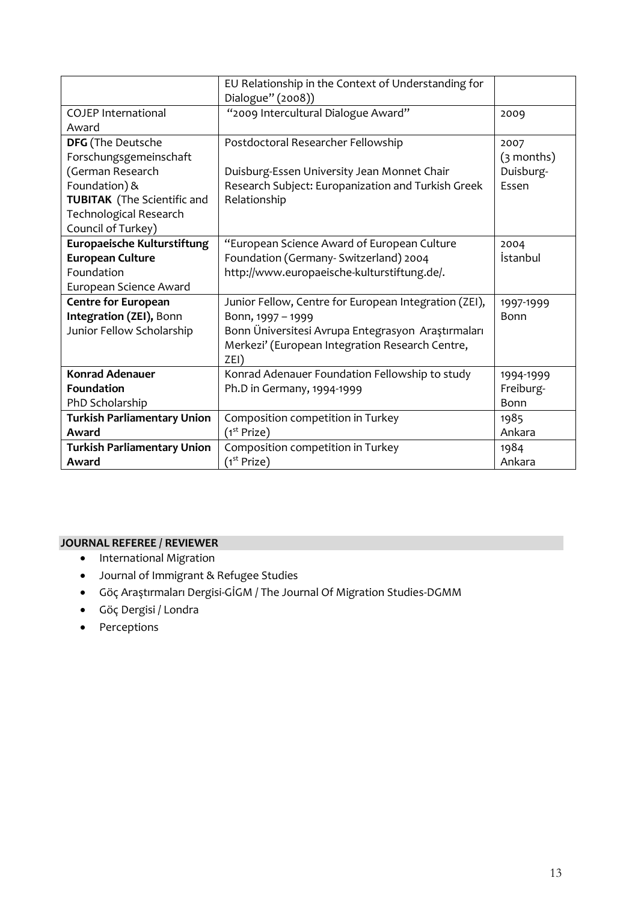| | | |
|---|---|---|
| | EU Relationship in the Context of Understanding for Dialogue" (2008)) | |
| COJEP International Award | "2009 Intercultural Dialogue Award" | 2009 |
| **DFG** (The Deutsche Forschungsgemeinschaft (German Research Foundation) & **TUBITAK** (The Scientific and Technological Research Council of Turkey) | Postdoctoral Researcher Fellowship<br><br>Duisburg-Essen University Jean Monnet Chair Research Subject: Europanization and Turkish Greek Relationship | 2007 (3 months) Duisburg-Essen |
| **Europaeische Kulturstiftung European Culture** Foundation European Science Award | "European Science Award of European Culture Foundation (Germany- Switzerland) 2004 http://www.europaeische-kulturstiftung.de/. | 2004 İstanbul |
| **Centre for European Integration (ZEI),** Bonn Junior Fellow Scholarship | Junior Fellow, Centre for European Integration (ZEI), Bonn, 1997 – 1999<br>Bonn Üniversitesi Avrupa Entegrasyon Araştırmaları Merkezi' (European Integration Research Centre, ZEI) | 1997-1999 Bonn |
| **Konrad Adenauer Foundation** PhD Scholarship | Konrad Adenauer Foundation Fellowship to study Ph.D in Germany, 1994-1999 | 1994-1999 Freiburg-Bonn |
| **Turkish Parliamentary Union Award** | Composition competition in Turkey (1st Prize) | 1985 Ankara |
| **Turkish Parliamentary Union Award** | Composition competition in Turkey (1st Prize) | 1984 Ankara |

## JOURNAL REFEREE / REVIEWER

- International Migration
- Journal of Immigrant & Refugee Studies
- Göç Araştırmaları Dergisi-GİGM / The Journal Of Migration Studies-DGMM
- Göç Dergisi / Londra
- Perceptions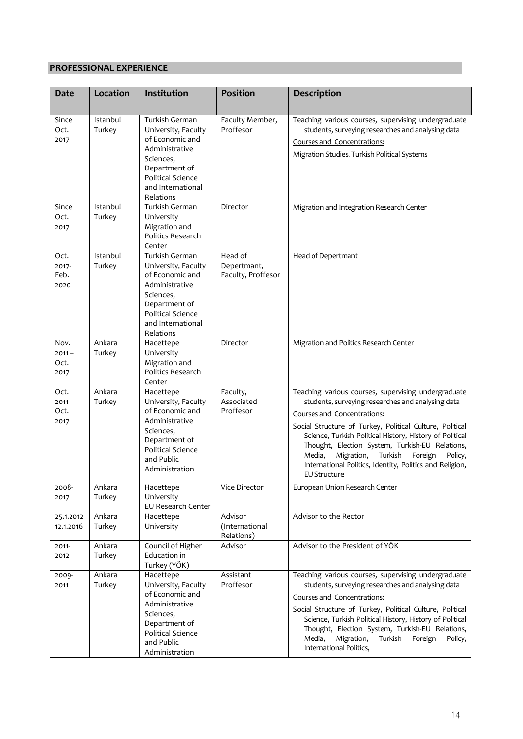## PROFESSIONAL EXPERIENCE

| Date | Location | Institution | Position | Description |
|---|---|---|---|---|
| Since Oct. 2017 | Istanbul Turkey | Turkish German University, Faculty of Economic and Administrative Sciences, Department of Political Science and International Relations | Faculty Member, Proffesor | Teaching various courses, supervising undergraduate students, surveying researches and analysing data<br>Courses and Concentrations:<br>Migration Studies, Turkish Political Systems |
| Since Oct. 2017 | Istanbul Turkey | Turkish German University Migration and Politics Research Center | Director | Migration and Integration Research Center |
| Oct. 2017- Feb. 2020 | Istanbul Turkey | Turkish German University, Faculty of Economic and Administrative Sciences, Department of Political Science and International Relations | Head of Depertmant, Faculty, Proffesor | Head of Depertmant |
| Nov. 2011 – Oct. 2017 | Ankara Turkey | Hacettepe University Migration and Politics Research Center | Director | Migration and Politics Research Center |
| Oct. 2011 Oct. 2017 | Ankara Turkey | Hacettepe University, Faculty of Economic and Administrative Sciences, Department of Political Science and Public Administration | Faculty, Associated Proffesor | Teaching various courses, supervising undergraduate students, surveying researches and analysing data<br>Courses and Concentrations:<br>Social Structure of Turkey, Political Culture, Political Science, Turkish Political History, History of Political Thought, Election System, Turkish-EU Relations, Media, Migration, Turkish Foreign Policy, International Politics, Identity, Politics and Religion, EU Structure |
| 2008-2017 | Ankara Turkey | Hacettepe University EU Research Center | Vice Director | European Union Research Center |
| 25.1.2012 12.1.2016 | Ankara Turkey | Hacettepe University | Advisor (International Relations) | Advisor to the Rector |
| 2011-2012 | Ankara Turkey | Council of Higher Education in Turkey (YÖK) | Advisor | Advisor to the President of YÖK |
| 2009-2011 | Ankara Turkey | Hacettepe University, Faculty of Economic and Administrative Sciences, Department of Political Science and Public Administration | Assistant Proffesor | Teaching various courses, supervising undergraduate students, surveying researches and analysing data<br>Courses and Concentrations:<br>Social Structure of Turkey, Political Culture, Political Science, Turkish Political History, History of Political Thought, Election System, Turkish-EU Relations, Media, Migration, Turkish Foreign Policy, International Politics, |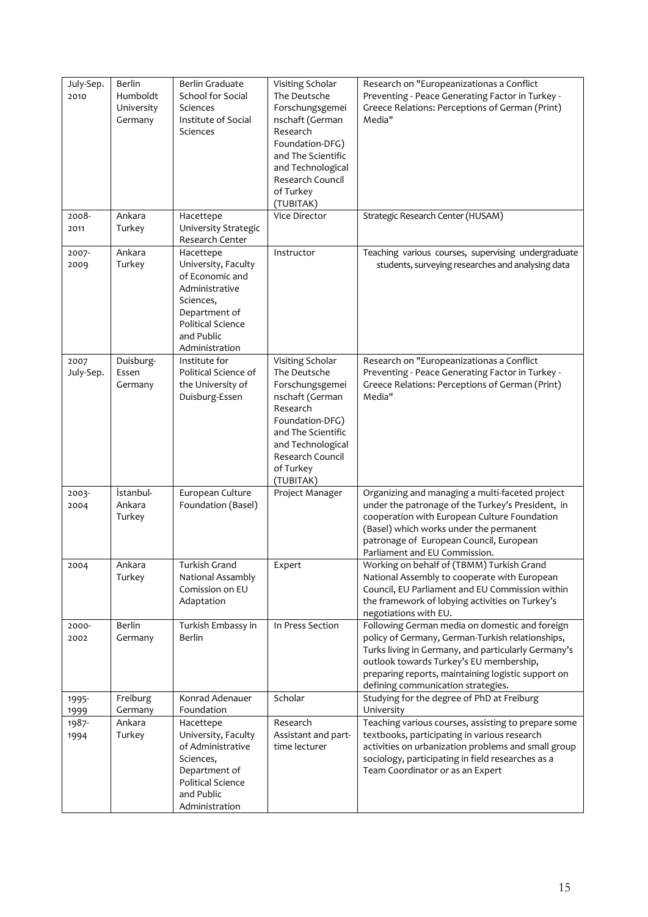| July-Sep. 2010 | Berlin Humboldt University Germany | Berlin Graduate School for Social Sciences Institute of Social Sciences | Visiting Scholar The Deutsche Forschungsgemeinschaft (German Research Foundation-DFG) and The Scientific and Technological Research Council of Turkey (TUBITAK) | Research on "Europeanizationas a Conflict Preventing - Peace Generating Factor in Turkey - Greece Relations: Perceptions of German (Print) Media" |
|---|---|---|---|---|
| 2008-2011 | Ankara Turkey | Hacettepe University Strategic Research Center | Vice Director | Strategic Research Center (HUSAM) |
| 2007-2009 | Ankara Turkey | Hacettepe University, Faculty of Economic and Administrative Sciences, Department of Political Science and Public Administration | Instructor | Teaching various courses, supervising undergraduate students, surveying researches and analysing data |
| 2007 July-Sep. | Duisburg-Essen Germany | Institute for Political Science of the University of Duisburg-Essen | Visiting Scholar The Deutsche Forschungsgemeinschaft (German Research Foundation-DFG) and The Scientific and Technological Research Council of Turkey (TUBITAK) | Research on "Europeanizationas a Conflict Preventing - Peace Generating Factor in Turkey - Greece Relations: Perceptions of German (Print) Media" |
| 2003-2004 | İstanbul-Ankara Turkey | European Culture Foundation (Basel) | Project Manager | Organizing and managing a multi-faceted project under the patronage of the Turkey's President, in cooperation with European Culture Foundation (Basel) which works under the permanent patronage of European Council, European Parliament and EU Commission. |
| 2004 | Ankara Turkey | Turkish Grand National Assambly Comission on EU Adaptation | Expert | Working on behalf of (TBMM) Turkish Grand National Assembly to cooperate with European Council, EU Parliament and EU Commission within the framework of lobying activities on Turkey's negotiations with EU. |
| 2000-2002 | Berlin Germany | Turkish Embassy in Berlin | In Press Section | Following German media on domestic and foreign policy of Germany, German-Turkish relationships, Turks living in Germany, and particularly Germany's outlook towards Turkey's EU membership, preparing reports, maintaining logistic support on defining communication strategies. |
| 1995-1999 | Freiburg Germany | Konrad Adenauer Foundation | Scholar | Studying for the degree of PhD at Freiburg University |
| 1987-1994 | Ankara Turkey | Hacettepe University, Faculty of Administrative Sciences, Department of Political Science and Public Administration | Research Assistant and part-time lecturer | Teaching various courses, assisting to prepare some textbooks, participating in various research activities on urbanization problems and small group sociology, participating in field researches as a Team Coordinator or as an Expert |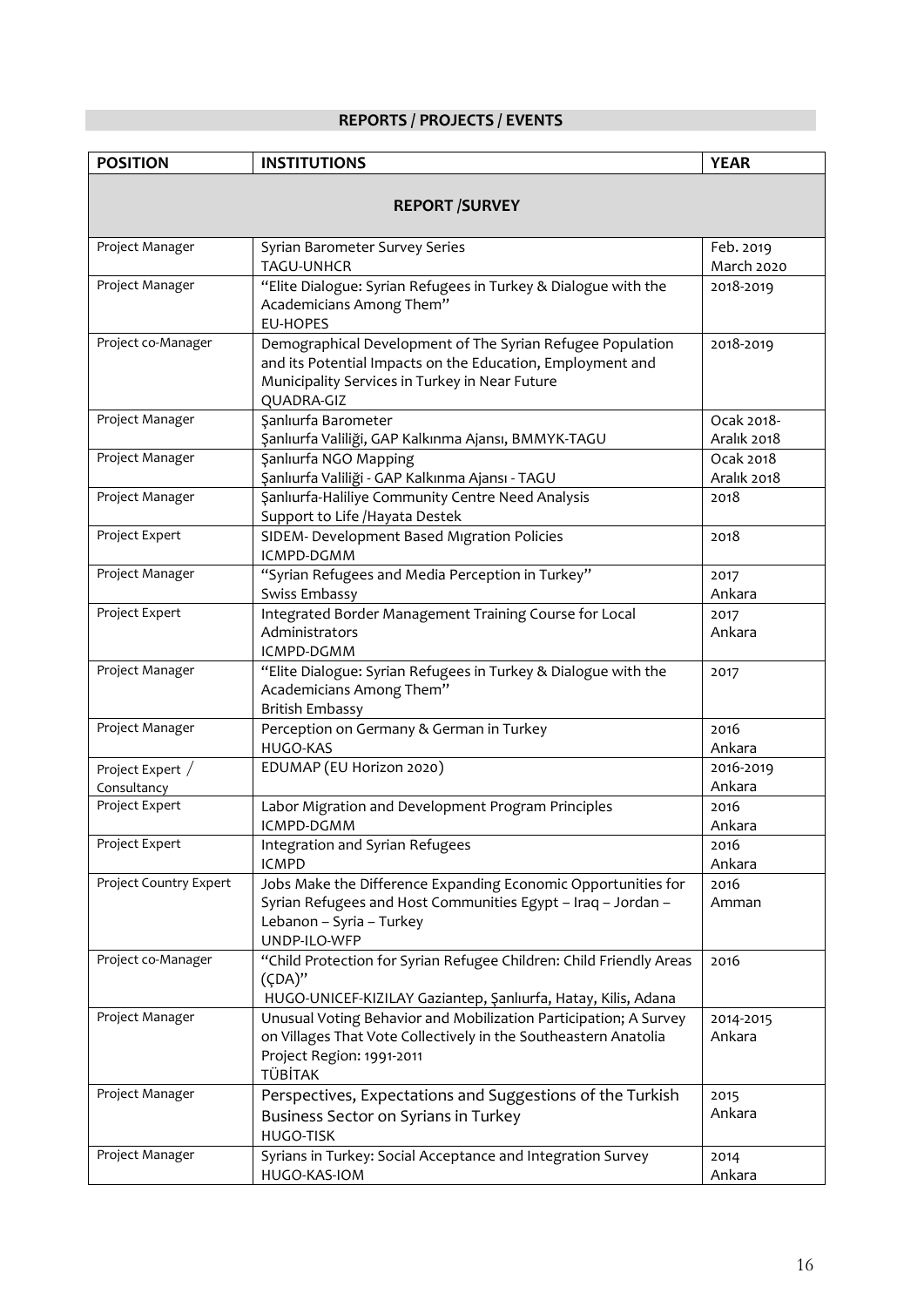## REPORTS / PROJECTS / EVENTS

| POSITION | INSTITUTIONS | YEAR |
|---|---|---|
| **REPORT /SURVEY** | | |
| Project Manager | Syrian Barometer Survey Series<br>TAGU-UNHCR | Feb. 2019<br>March 2020 |
| Project Manager | "Elite Dialogue: Syrian Refugees in Turkey & Dialogue with the Academicians Among Them"<br>EU-HOPES | 2018-2019 |
| Project co-Manager | Demographical Development of The Syrian Refugee Population and its Potential Impacts on the Education, Employment and Municipality Services in Turkey in Near Future<br>QUADRA-GIZ | 2018-2019 |
| Project Manager | Şanlıurfa Barometer<br>Şanlıurfa Valiliği, GAP Kalkınma Ajansı, BMMYK-TAGU | Ocak 2018-<br>Aralık 2018 |
| Project Manager | Şanlıurfa NGO Mapping<br>Şanlıurfa Valiliği - GAP Kalkınma Ajansı - TAGU | Ocak 2018<br>Aralık 2018 |
| Project Manager | Şanlıurfa-Haliliye Community Centre Need Analysis<br>Support to Life /Hayata Destek | 2018 |
| Project Expert | SIDEM- Development Based Mıgration Policies<br>ICMPD-DGMM | 2018 |
| Project Manager | "Syrian Refugees and Media Perception in Turkey"<br>Swiss Embassy | 2017<br>Ankara |
| Project Expert | Integrated Border Management Training Course for Local Administrators<br>ICMPD-DGMM | 2017<br>Ankara |
| Project Manager | "Elite Dialogue: Syrian Refugees in Turkey & Dialogue with the Academicians Among Them"<br>British Embassy | 2017 |
| Project Manager | Perception on Germany & German in Turkey<br>HUGO-KAS | 2016<br>Ankara |
| Project Expert / Consultancy | EDUMAP (EU Horizon 2020) | 2016-2019<br>Ankara |
| Project Expert | Labor Migration and Development Program Principles<br>ICMPD-DGMM | 2016<br>Ankara |
| Project Expert | Integration and Syrian Refugees<br>ICMPD | 2016<br>Ankara |
| Project Country Expert | Jobs Make the Difference Expanding Economic Opportunities for Syrian Refugees and Host Communities Egypt – Iraq – Jordan – Lebanon – Syria – Turkey<br>UNDP-ILO-WFP | 2016<br>Amman |
| Project co-Manager | "Child Protection for Syrian Refugee Children: Child Friendly Areas (ÇDA)"<br>HUGO-UNICEF-KIZILAY Gaziantep, Şanlıurfa, Hatay, Kilis, Adana | 2016 |
| Project Manager | Unusual Voting Behavior and Mobilization Participation; A Survey on Villages That Vote Collectively in the Southeastern Anatolia Project Region: 1991-2011<br>TÜBİTAK | 2014-2015<br>Ankara |
| Project Manager | Perspectives, Expectations and Suggestions of the Turkish Business Sector on Syrians in Turkey<br>HUGO-TISK | 2015<br>Ankara |
| Project Manager | Syrians in Turkey: Social Acceptance and Integration Survey<br>HUGO-KAS-IOM | 2014<br>Ankara |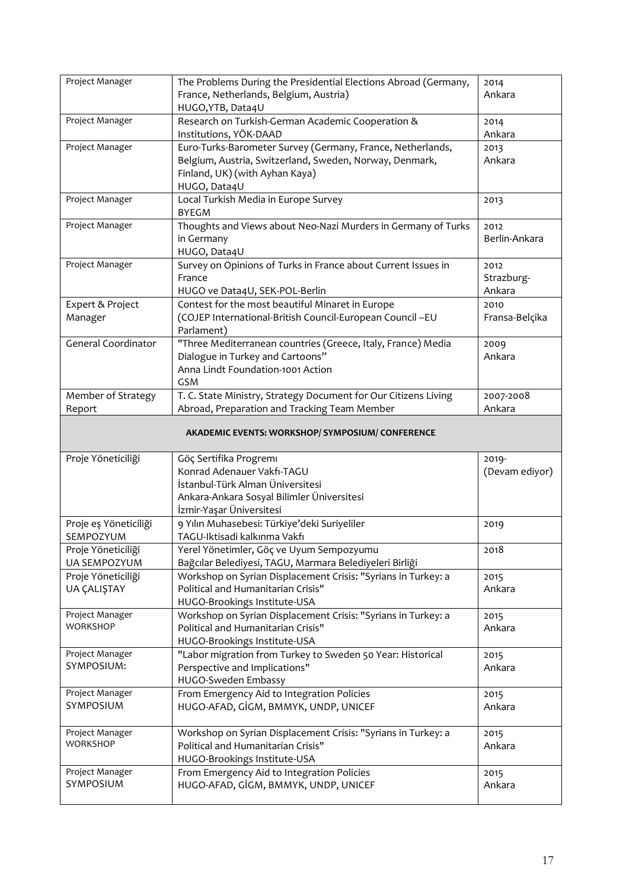| | | |
|---|---|---|
| Project Manager | The Problems During the Presidential Elections Abroad (Germany, France, Netherlands, Belgium, Austria)<br>HUGO,YTB, Data4U | 2014<br>Ankara |
| Project Manager | Research on Turkish-German Academic Cooperation & Institutions, YÖK-DAAD | 2014<br>Ankara |
| Project Manager | Euro-Turks-Barometer Survey (Germany, France, Netherlands, Belgium, Austria, Switzerland, Sweden, Norway, Denmark, Finland, UK) (with Ayhan Kaya)<br>HUGO, Data4U | 2013<br>Ankara |
| Project Manager | Local Turkish Media in Europe Survey<br>BYEGM | 2013 |
| Project Manager | Thoughts and Views about Neo-Nazi Murders in Germany of Turks in Germany<br>HUGO, Data4U | 2012<br>Berlin-Ankara |
| Project Manager | Survey on Opinions of Turks in France about Current Issues in France<br>HUGO ve Data4U, SEK-POL-Berlin | 2012<br>Strazburg-Ankara |
| Expert & Project Manager | Contest for the most beautiful Minaret in Europe<br>(COJEP International-British Council-European Council –EU Parlament) | 2010<br>Fransa-Belçika |
| General Coordinator | "Three Mediterranean countries (Greece, Italy, France) Media Dialogue in Turkey and Cartoons"<br>Anna Lindt Foundation-1001 Action<br>GSM | 2009<br>Ankara |
| Member of Strategy Report | T. C. State Ministry, Strategy Document for Our Citizens Living Abroad, Preparation and Tracking Team Member | 2007-2008<br>Ankara |
| **AKADEMIC EVENTS: WORKSHOP/ SYMPOSIUM/ CONFERENCE** | | |
| Proje Yöneticiliği | Göç Sertifika Progremı<br>Konrad Adenauer Vakfı-TAGU<br>İstanbul-Türk Alman Üniversitesi<br>Ankara-Ankara Sosyal Bilimler Üniversitesi<br>İzmir-Yaşar Üniversitesi | 2019-<br>(Devam ediyor) |
| Proje eş Yöneticiliği<br>SEMPOZYUM | 9 Yılın Muhasebesi: Türkiye'deki Suriyeliler<br>TAGU-Iktisadi kalkınma Vakfı | 2019 |
| Proje Yöneticiliği<br>UA SEMPOZYUM | Yerel Yönetimler, Göç ve Uyum Sempozyumu<br>Bağcılar Belediyesi, TAGU, Marmara Belediyeleri Birliği | 2018 |
| Proje Yöneticiliği<br>UA ÇALIŞTAY | Workshop on Syrian Displacement Crisis: "Syrians in Turkey: a Political and Humanitarian Crisis"<br>HUGO-Brookings Institute-USA | 2015<br>Ankara |
| Project Manager<br>WORKSHOP | Workshop on Syrian Displacement Crisis: "Syrians in Turkey: a Political and Humanitarian Crisis"<br>HUGO-Brookings Institute-USA | 2015<br>Ankara |
| Project Manager<br>SYMPOSIUM: | "Labor migration from Turkey to Sweden 50 Year: Historical Perspective and Implications"<br>HUGO-Sweden Embassy | 2015<br>Ankara |
| Project Manager<br>SYMPOSIUM | From Emergency Aid to Integration Policies<br>HUGO-AFAD, GİGM, BMMYK, UNDP, UNICEF | 2015<br>Ankara |
| Project Manager<br>WORKSHOP | Workshop on Syrian Displacement Crisis: "Syrians in Turkey: a Political and Humanitarian Crisis"<br>HUGO-Brookings Institute-USA | 2015<br>Ankara |
| Project Manager<br>SYMPOSIUM | From Emergency Aid to Integration Policies<br>HUGO-AFAD, GİGM, BMMYK, UNDP, UNICEF | 2015<br>Ankara |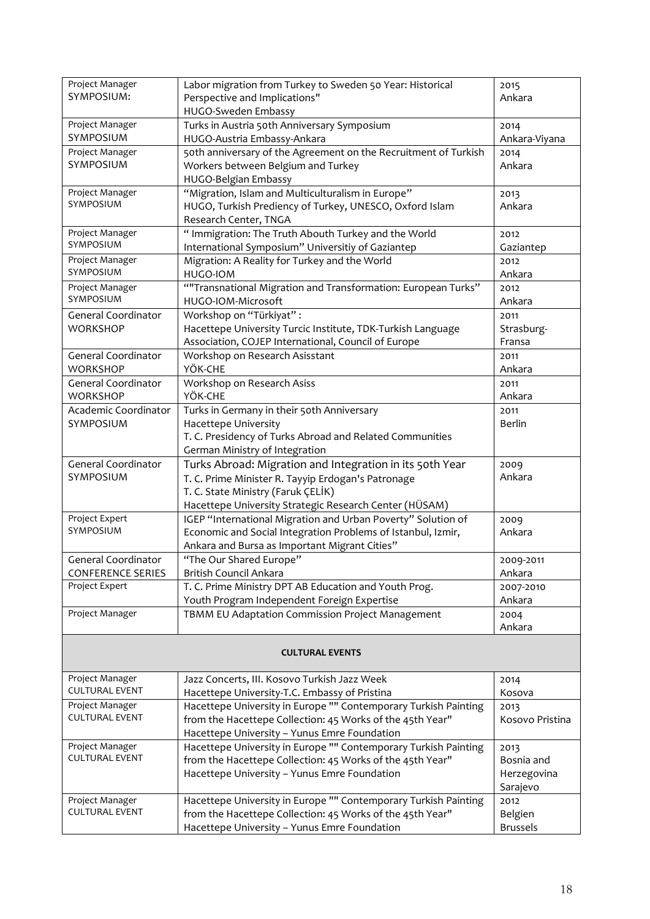| | | |
|---|---|---|
| Project Manager<br>SYMPOSIUM: | Labor migration from Turkey to Sweden 50 Year: Historical Perspective and Implications"<br>HUGO-Sweden Embassy | 2015<br>Ankara |
| Project Manager<br>SYMPOSIUM | Turks in Austria 50th Anniversary Symposium<br>HUGO-Austria Embassy-Ankara | 2014<br>Ankara-Viyana |
| Project Manager<br>SYMPOSIUM | 50th anniversary of the Agreement on the Recruitment of Turkish Workers between Belgium and Turkey<br>HUGO-Belgian Embassy | 2014<br>Ankara |
| Project Manager<br>SYMPOSIUM | "Migration, Islam and Multiculturalism in Europe"<br>HUGO, Turkish Prediency of Turkey, UNESCO, Oxford Islam Research Center, TNGA | 2013<br>Ankara |
| Project Manager<br>SYMPOSIUM | " Immigration: The Truth Abouth Turkey and the World International Symposium" Universitiy of Gaziantep | 2012<br>Gaziantep |
| Project Manager<br>SYMPOSIUM | Migration: A Reality for Turkey and the World<br>HUGO-IOM | 2012<br>Ankara |
| Project Manager<br>SYMPOSIUM | ""Transnational Migration and Transformation: European Turks"<br>HUGO-IOM-Microsoft | 2012<br>Ankara |
| General Coordinator<br>WORKSHOP | Workshop on "Türkiyat" :<br>Hacettepe University Turcic Institute, TDK-Turkish Language Association, COJEP International, Council of Europe | 2011<br>Strasburg-Fransa |
| General Coordinator<br>WORKSHOP | Workshop on Research Asisstant<br>YÖK-CHE | 2011<br>Ankara |
| General Coordinator<br>WORKSHOP | Workshop on Research Asiss<br>YÖK-CHE | 2011<br>Ankara |
| Academic Coordinator<br>SYMPOSIUM | Turks in Germany in their 50th Anniversary<br>Hacettepe University<br>T. C. Presidency of Turks Abroad and Related Communities<br>German Ministry of Integration | 2011<br>Berlin |
| General Coordinator<br>SYMPOSIUM | Turks Abroad: Migration and Integration in its 50th Year<br>T. C. Prime Minister R. Tayyip Erdogan's Patronage<br>T. C. State Ministry (Faruk ÇELİK)<br>Hacettepe University Strategic Research Center (HÜSAM) | 2009<br>Ankara |
| Project Expert<br>SYMPOSIUM | IGEP "International Migration and Urban Poverty" Solution of Economic and Social Integration Problems of Istanbul, Izmir, Ankara and Bursa as Important Migrant Cities" | 2009<br>Ankara |
| General Coordinator<br>CONFERENCE SERIES | "The Our Shared Europe"<br>British Council Ankara | 2009-2011<br>Ankara |
| Project Expert | T. C. Prime Ministry DPT AB Education and Youth Prog.<br>Youth Program Independent Foreign Expertise | 2007-2010<br>Ankara |
| Project Manager | TBMM EU Adaptation Commission Project Management | 2004<br>Ankara |
| | **CULTURAL EVENTS** | |
| Project Manager<br>CULTURAL EVENT | Jazz Concerts, III. Kosovo Turkish Jazz Week<br>Hacettepe University-T.C. Embassy of Pristina | 2014<br>Kosova |
| Project Manager<br>CULTURAL EVENT | Hacettepe University in Europe "" Contemporary Turkish Painting from the Hacettepe Collection: 45 Works of the 45th Year"<br>Hacettepe University – Yunus Emre Foundation | 2013<br>Kosovo Pristina |
| Project Manager<br>CULTURAL EVENT | Hacettepe University in Europe "" Contemporary Turkish Painting from the Hacettepe Collection: 45 Works of the 45th Year"<br>Hacettepe University – Yunus Emre Foundation | 2013<br>Bosnia and Herzegovina Sarajevo |
| Project Manager<br>CULTURAL EVENT | Hacettepe University in Europe "" Contemporary Turkish Painting from the Hacettepe Collection: 45 Works of the 45th Year"<br>Hacettepe University – Yunus Emre Foundation | 2012<br>Belgien Brussels |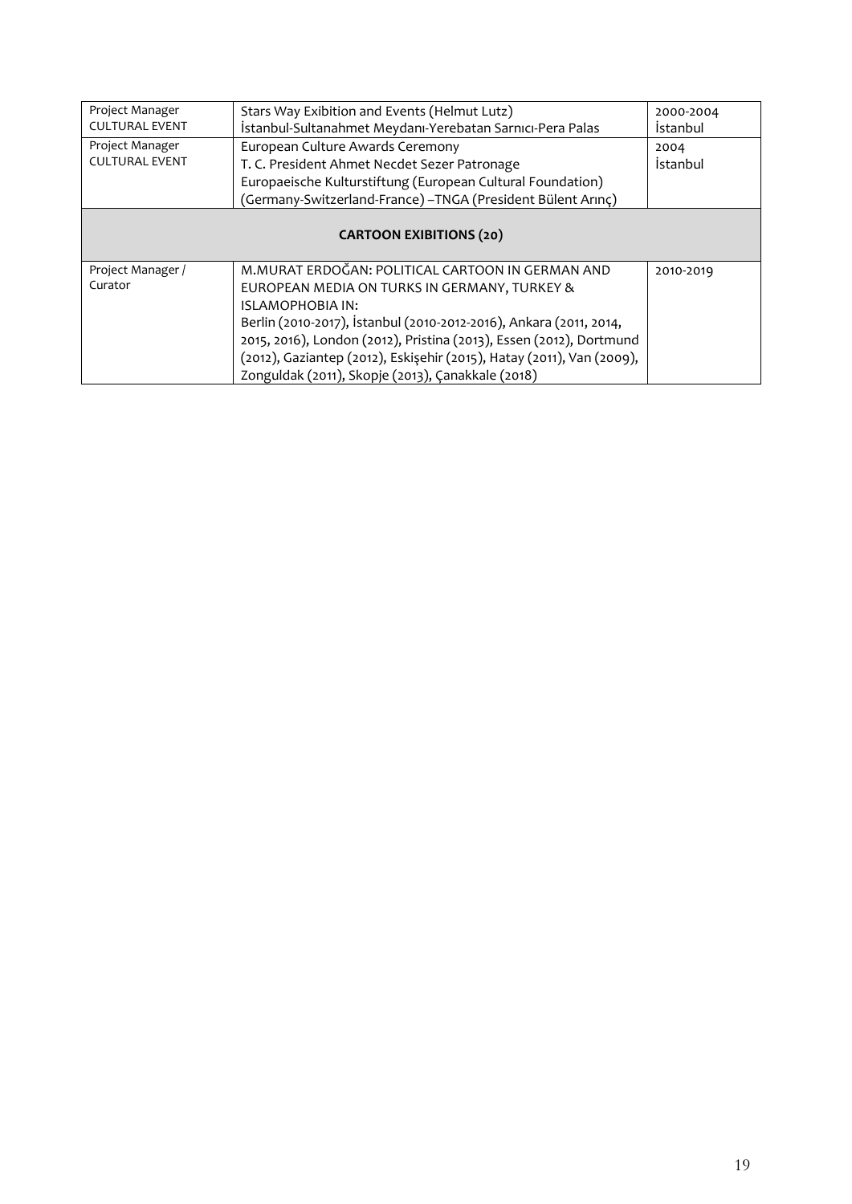| | | |
|---|---|---|
| Project Manager<br>CULTURAL EVENT | Stars Way Exibition and Events (Helmut Lutz)<br>İstanbul-Sultanahmet Meydanı-Yerebatan Sarnıcı-Pera Palas | 2000-2004<br>İstanbul |
| Project Manager<br>CULTURAL EVENT | European Culture Awards Ceremony<br>T. C. President Ahmet Necdet Sezer Patronage<br>Europaeische Kulturstiftung (European Cultural Foundation)<br>(Germany-Switzerland-France) –TNGA (President Bülent Arınç) | 2004<br>İstanbul |
| **CARTOON EXIBITIONS (20)** | | |
| Project Manager / Curator | M.MURAT ERDOĞAN: POLITICAL CARTOON IN GERMAN AND EUROPEAN MEDIA ON TURKS IN GERMANY, TURKEY & ISLAMOPHOBIA IN:<br>Berlin (2010-2017), İstanbul (2010-2012-2016), Ankara (2011, 2014, 2015, 2016), London (2012), Pristina (2013), Essen (2012), Dortmund (2012), Gaziantep (2012), Eskişehir (2015), Hatay (2011), Van (2009), Zonguldak (2011), Skopje (2013), Çanakkale (2018) | 2010-2019 |